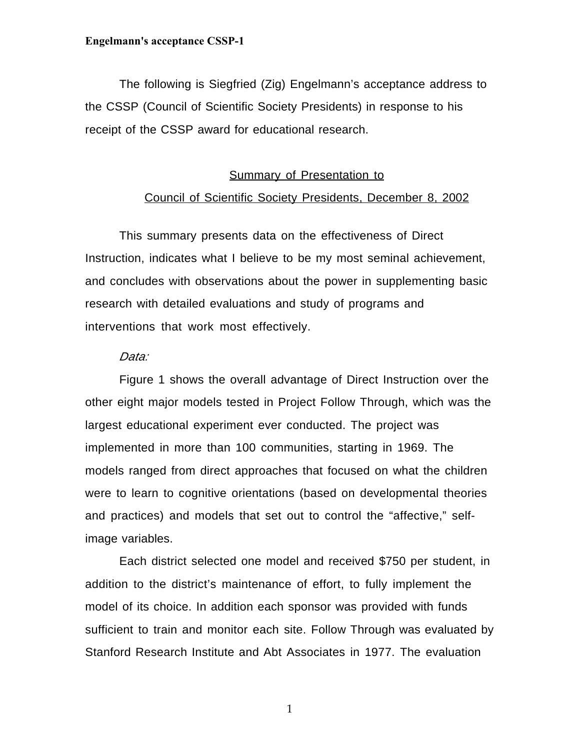The following is Siegfried (Zig) Engelmann's acceptance address to the CSSP (Council of Scientific Society Presidents) in response to his receipt of the CSSP award for educational research.

## Summary of Presentation to Council of Scientific Society Presidents, December 8, 2002

This summary presents data on the effectiveness of Direct Instruction, indicates what I believe to be my most seminal achievement, and concludes with observations about the power in supplementing basic research with detailed evaluations and study of programs and interventions that work most effectively.

*Data:*

Figure 1 shows the overall advantage of Direct Instruction over the other eight major models tested in Project Follow Through, which was the largest educational experiment ever conducted. The project was implemented in more than 100 communities, starting in 1969. The models ranged from direct approaches that focused on what the children were to learn to cognitive orientations (based on developmental theories and practices) and models that set out to control the "affective," self-image variables.

Each district selected one model and received $750 per student, in addition to the district's maintenance of effort, to fully implement the model of its choice. In addition each sponsor was provided with funds sufficient to train and monitor each site. Follow Through was evaluated by Stanford Research Institute and Abt Associates in 1977. The evaluation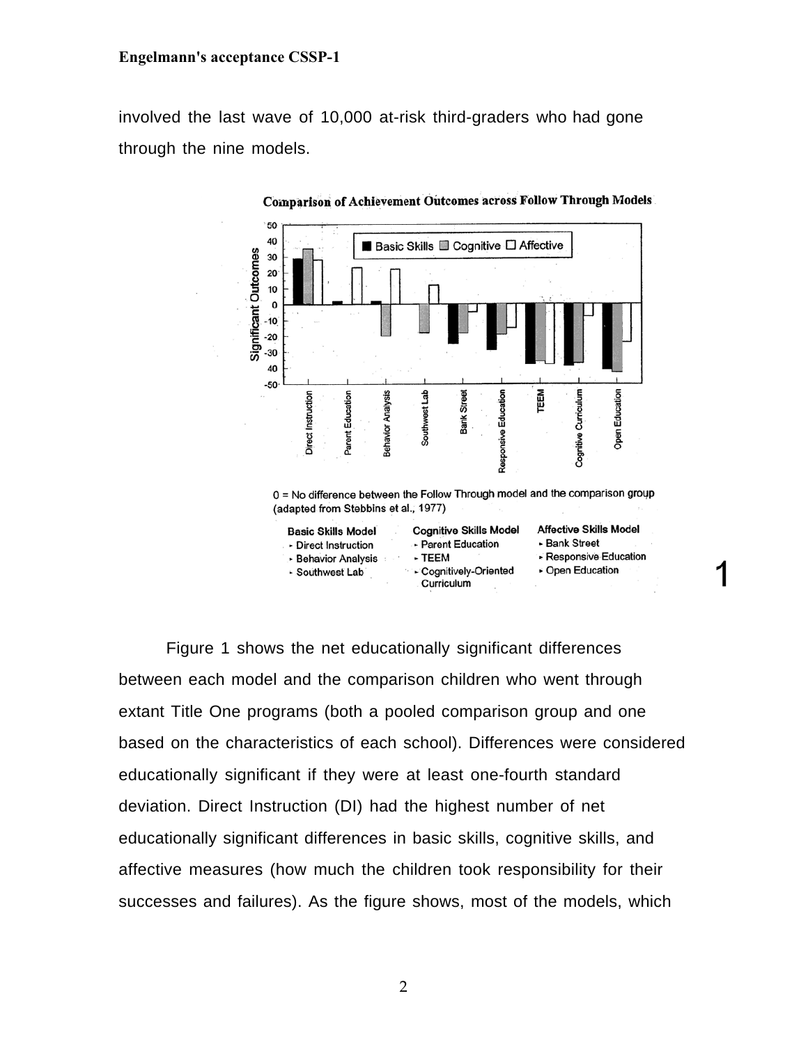involved the last wave of 10,000 at-risk third-graders who had gone through the nine models.

**Comparison of Achievement Outcomes across Follow Through Models**

0 = No difference between the Follow Through model and the comparison group (adapted from Stebbins et al., 1977)

| Basic Skills Model | Cognitive Skills Model | Affective Skills Model |
|---|---|---|
| ‣ Direct Instruction | ‣ Parent Education | ‣ Bank Street |
| ‣ Behavior Analysis | ‣ TEEM | ‣ Responsive Education |
| ‣ Southwest Lab | ‣ Cognitively-Oriented Curriculum | ‣ Open Education |

1

Figure 1 shows the net educationally significant differences between each model and the comparison children who went through extant Title One programs (both a pooled comparison group and one based on the characteristics of each school). Differences were considered educationally significant if they were at least one-fourth standard deviation. Direct Instruction (DI) had the highest number of net educationally significant differences in basic skills, cognitive skills, and affective measures (how much the children took responsibility for their successes and failures). As the figure shows, most of the models, which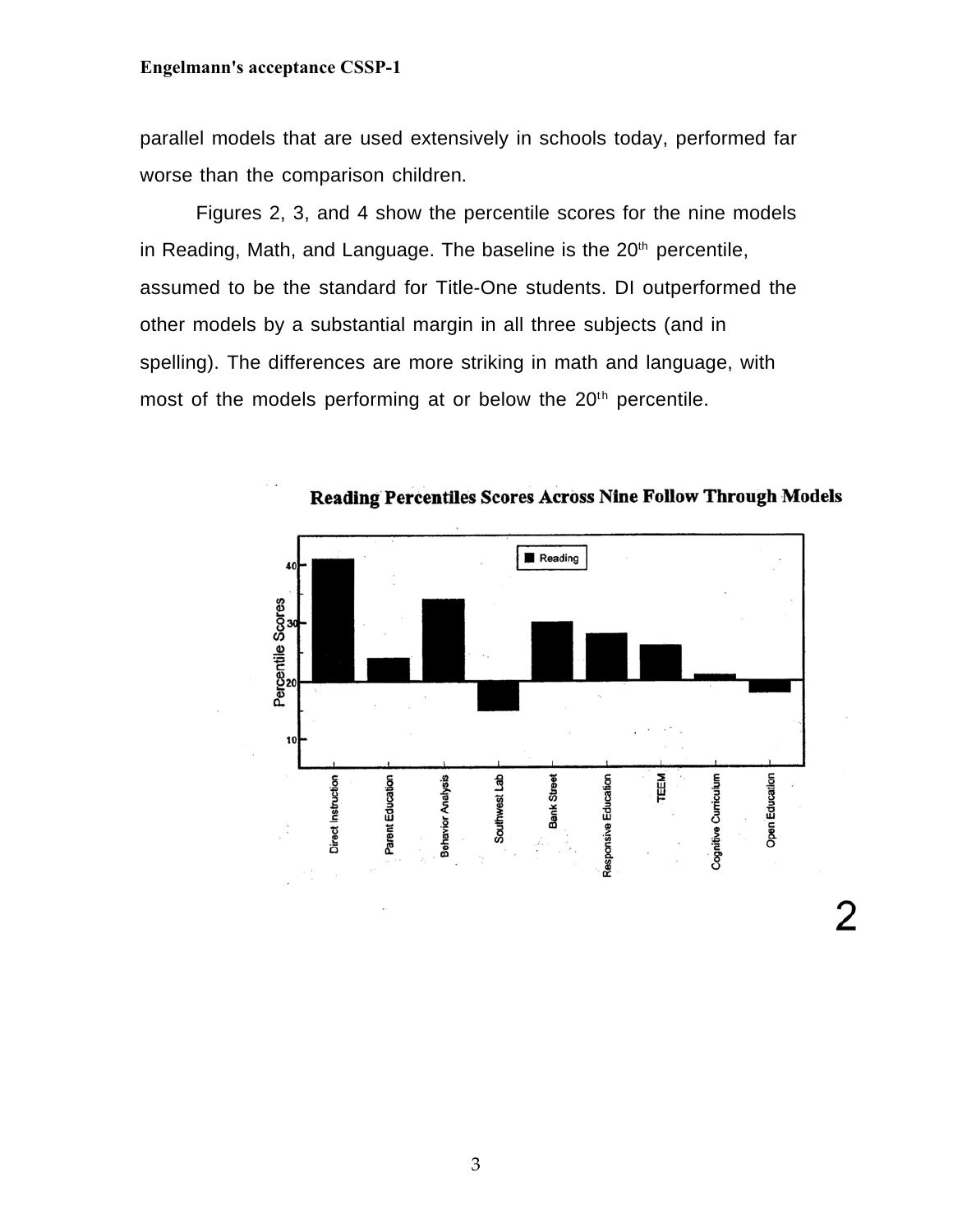parallel models that are used extensively in schools today, performed far worse than the comparison children.

Figures 2, 3, and 4 show the percentile scores for the nine models in Reading, Math, and Language. The baseline is the 20th percentile, assumed to be the standard for Title-One students. DI outperformed the other models by a substantial margin in all three subjects (and in spelling). The differences are more striking in math and language, with most of the models performing at or below the 20th percentile.

**Reading Percentiles Scores Across Nine Follow Through Models**

2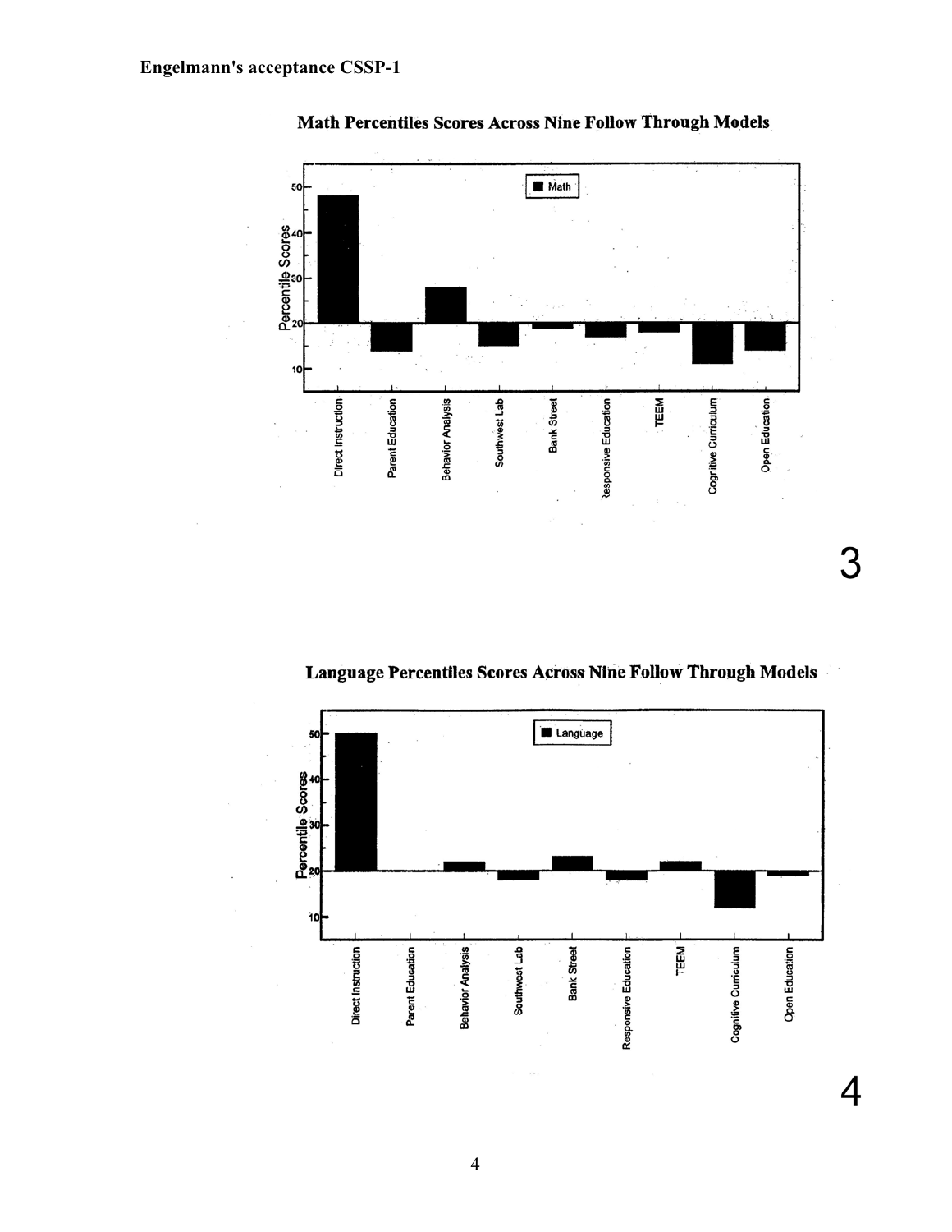**Engelmann's acceptance CSSP-1**

**Math Percentiles Scores Across Nine Follow Through Models**

**Language Percentiles Scores Across Nine Follow Through Models**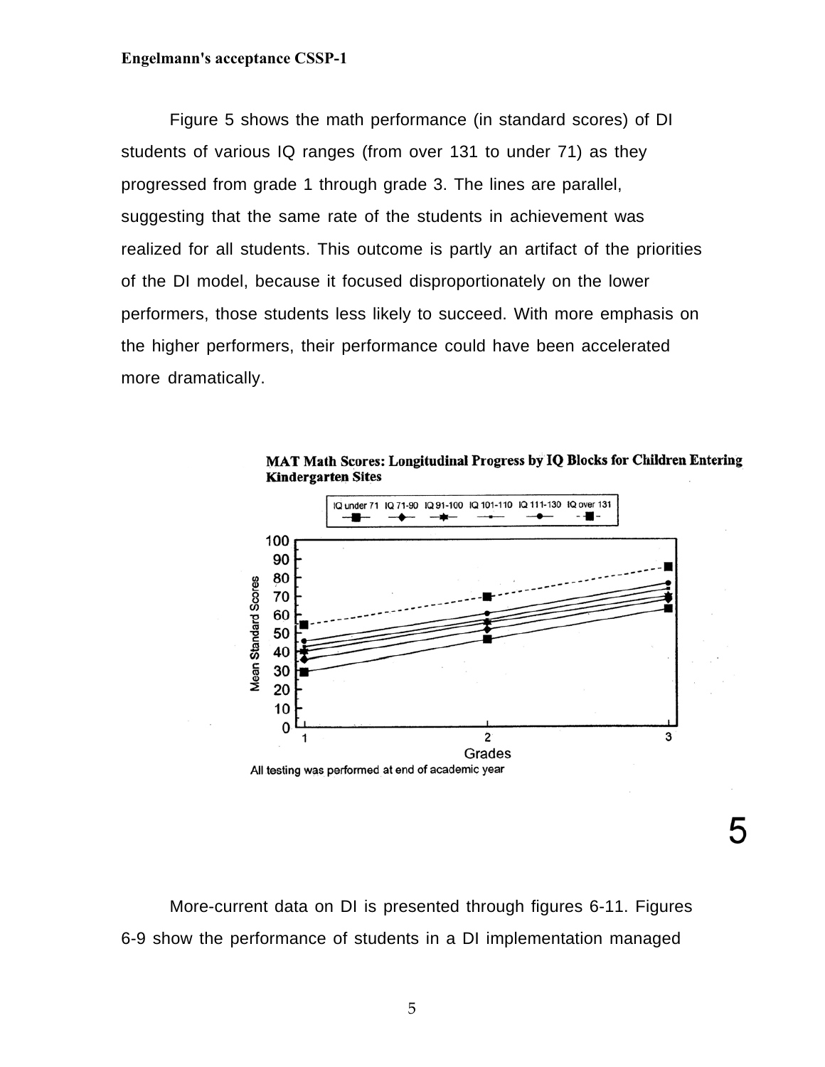Figure 5 shows the math performance (in standard scores) of DI students of various IQ ranges (from over 131 to under 71) as they progressed from grade 1 through grade 3. The lines are parallel, suggesting that the same rate of the students in achievement was realized for all students. This outcome is partly an artifact of the priorities of the DI model, because it focused disproportionately on the lower performers, those students less likely to succeed. With more emphasis on the higher performers, their performance could have been accelerated more dramatically.

**MAT Math Scores: Longitudinal Progress by IQ Blocks for Children Entering Kindergarten Sites**

All testing was performed at end of academic year

5

More-current data on DI is presented through figures 6-11. Figures 6-9 show the performance of students in a DI implementation managed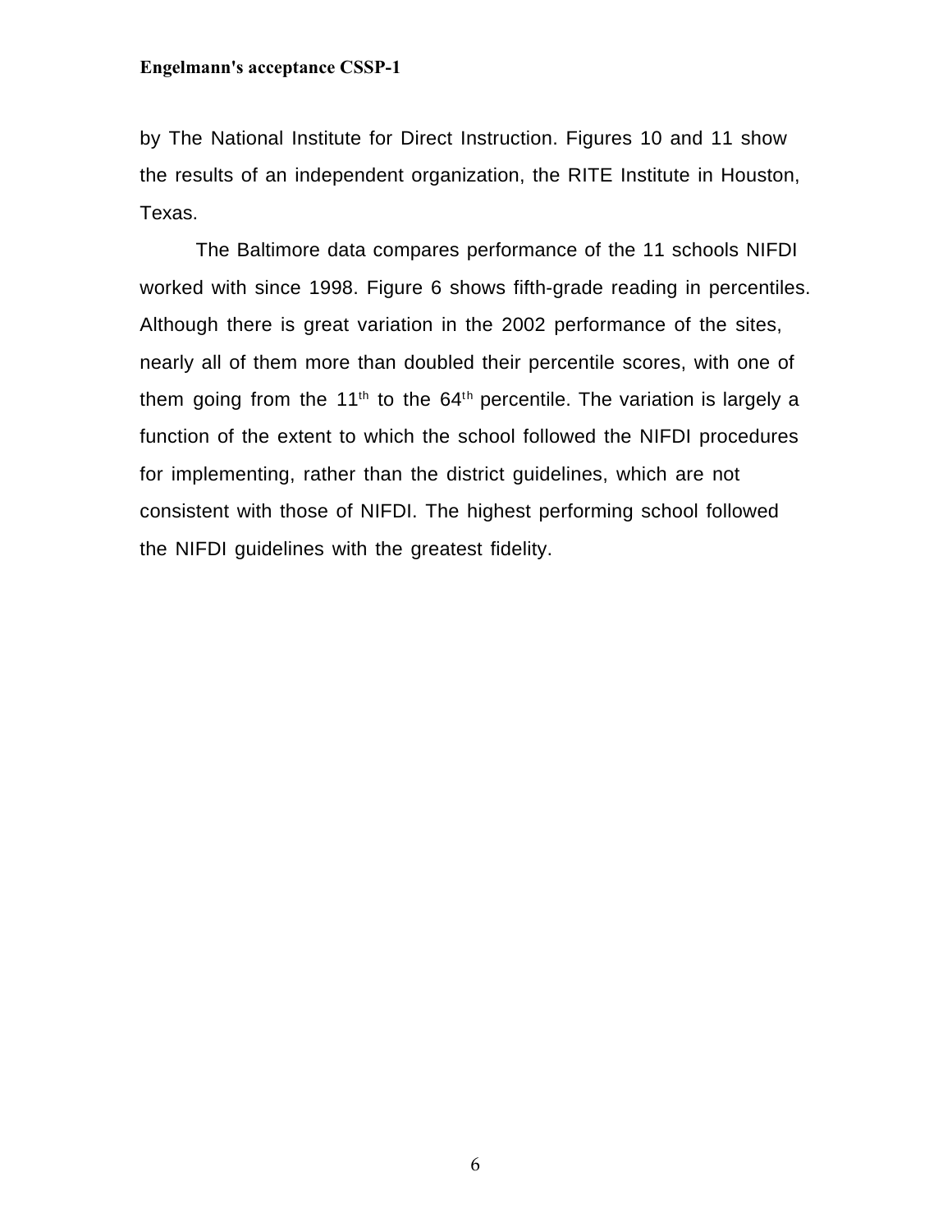by The National Institute for Direct Instruction. Figures 10 and 11 show the results of an independent organization, the RITE Institute in Houston, Texas.

The Baltimore data compares performance of the 11 schools NIFDI worked with since 1998. Figure 6 shows fifth-grade reading in percentiles. Although there is great variation in the 2002 performance of the sites, nearly all of them more than doubled their percentile scores, with one of them going from the 11th to the 64th percentile. The variation is largely a function of the extent to which the school followed the NIFDI procedures for implementing, rather than the district guidelines, which are not consistent with those of NIFDI. The highest performing school followed the NIFDI guidelines with the greatest fidelity.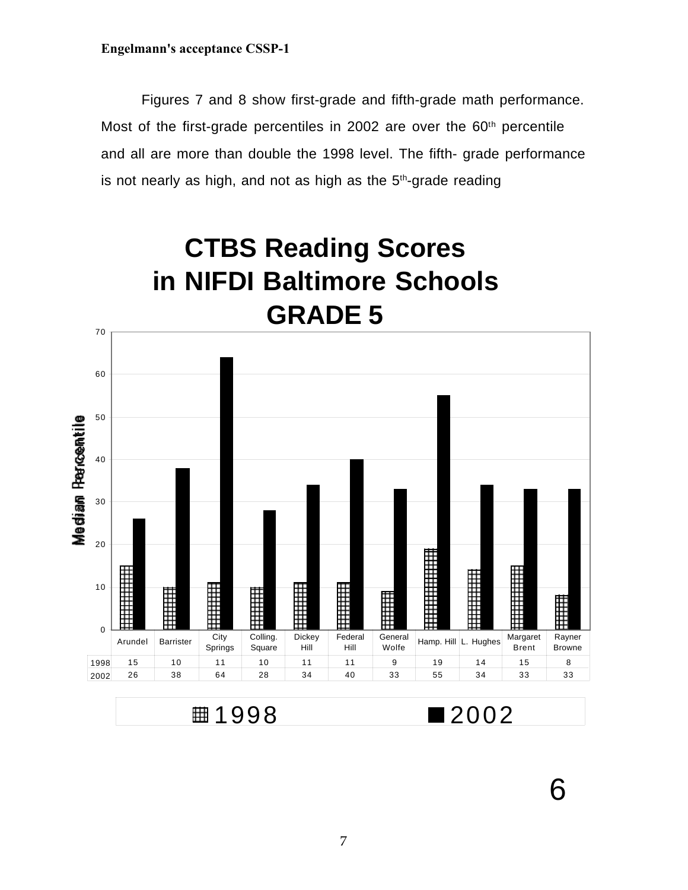Figures 7 and 8 show first-grade and fifth-grade math performance. Most of the first-grade percentiles in 2002 are over the 60th percentile and all are more than double the 1998 level. The fifth- grade performance is not nearly as high, and not as high as the 5th-grade reading

## CTBS Reading Scores in NIFDI Baltimore Schools GRADE 5

Median Percentile

| | Arundel | Barrister | City Springs | Colling. Square | Dickey Hill | Federal Hill | General Wolfe | Hamp. Hill | L. Hughes | Margaret Brent | Rayner Browne |
|---|---|---|---|---|---|---|---|---|---|---|---|
| 1998 | 15 | 10 | 11 | 10 | 11 | 11 | 9 | 19 | 14 | 15 | 8 |
| 2002 | 26 | 38 | 64 | 28 | 34 | 40 | 33 | 55 | 34 | 33 | 33 |

6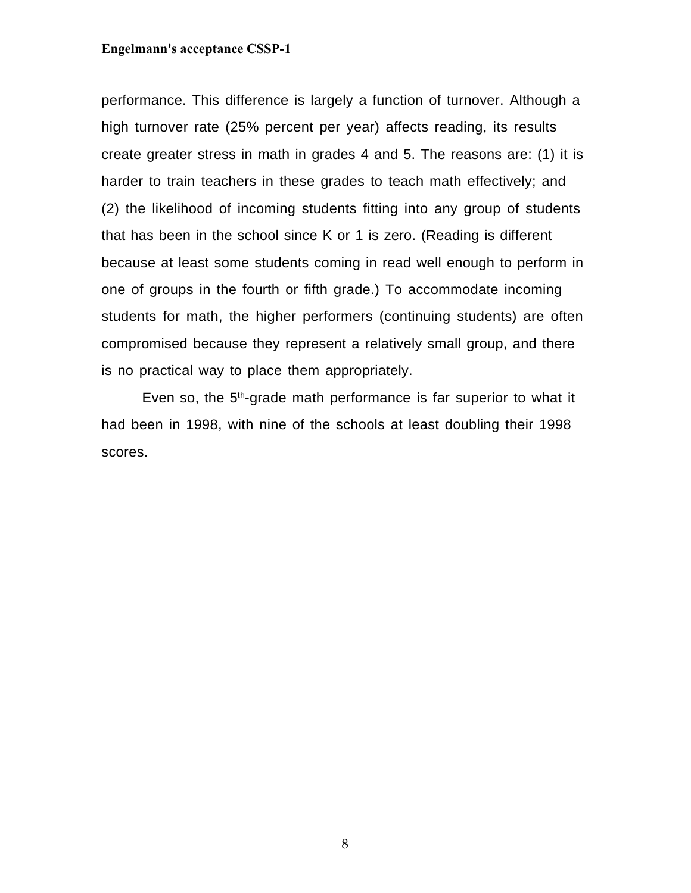performance. This difference is largely a function of turnover. Although a high turnover rate (25% percent per year) affects reading, its results create greater stress in math in grades 4 and 5. The reasons are: (1) it is harder to train teachers in these grades to teach math effectively; and (2) the likelihood of incoming students fitting into any group of students that has been in the school since K or 1 is zero. (Reading is different because at least some students coming in read well enough to perform in one of groups in the fourth or fifth grade.) To accommodate incoming students for math, the higher performers (continuing students) are often compromised because they represent a relatively small group, and there is no practical way to place them appropriately.

Even so, the 5th-grade math performance is far superior to what it had been in 1998, with nine of the schools at least doubling their 1998 scores.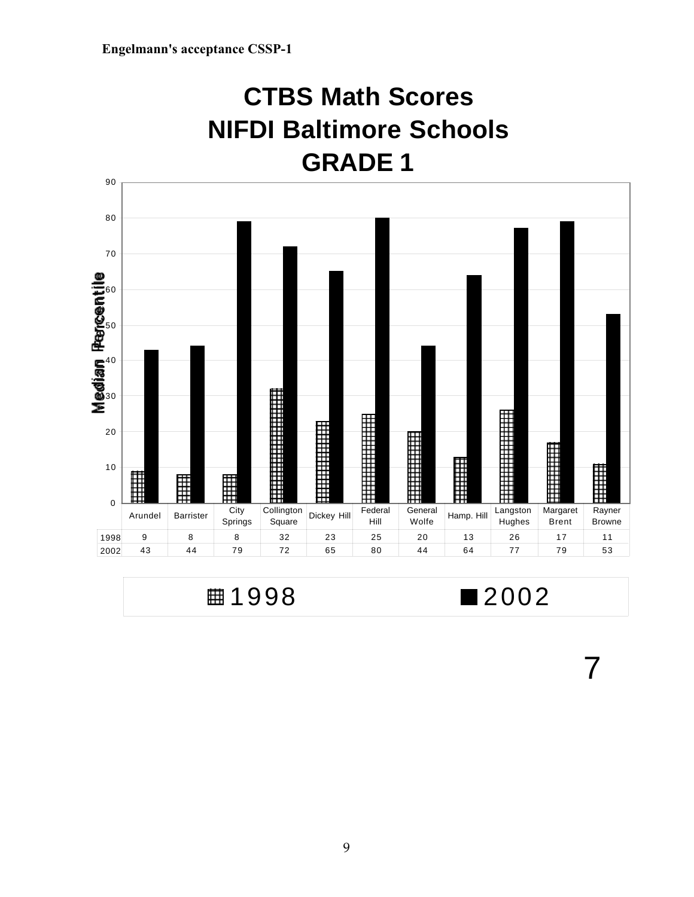# CTBS Math Scores
# NIFDI Baltimore Schools
# GRADE 1

Median Percentile

| | Arundel | Barrister | City Springs | Collington Square | Dickey Hill | Federal Hill | General Wolfe | Hamp. Hill | Langston Hughes | Margaret Brent | Rayner Browne |
|---|---|---|---|---|---|---|---|---|---|---|---|
| 1998 | 9 | 8 | 8 | 32 | 23 | 25 | 20 | 13 | 26 | 17 | 11 |
| 2002 | 43 | 44 | 79 | 72 | 65 | 80 | 44 | 64 | 77 | 79 | 53 |

1998 ■2002

7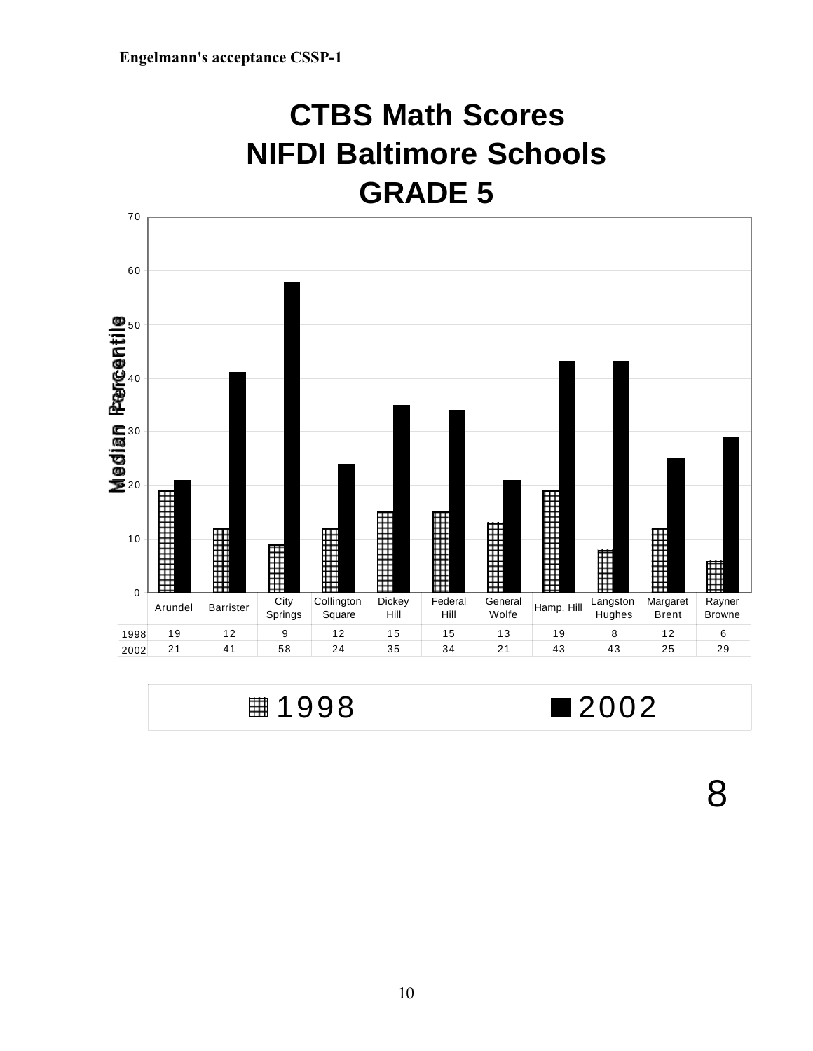# CTBS Math Scores
## NIFDI Baltimore Schools
## GRADE 5

Median Percentile

| | Arundel | Barrister | City Springs | Collington Square | Dickey Hill | Federal Hill | General Wolfe | Hamp. Hill | Langston Hughes | Margaret Brent | Rayner Browne |
|---|---|---|---|---|---|---|---|---|---|---|---|
| 1998 | 19 | 12 | 9 | 12 | 15 | 15 | 13 | 19 | 8 | 12 | 6 |
| 2002 | 21 | 41 | 58 | 24 | 35 | 34 | 21 | 43 | 43 | 25 | 29 |

1998 2002

8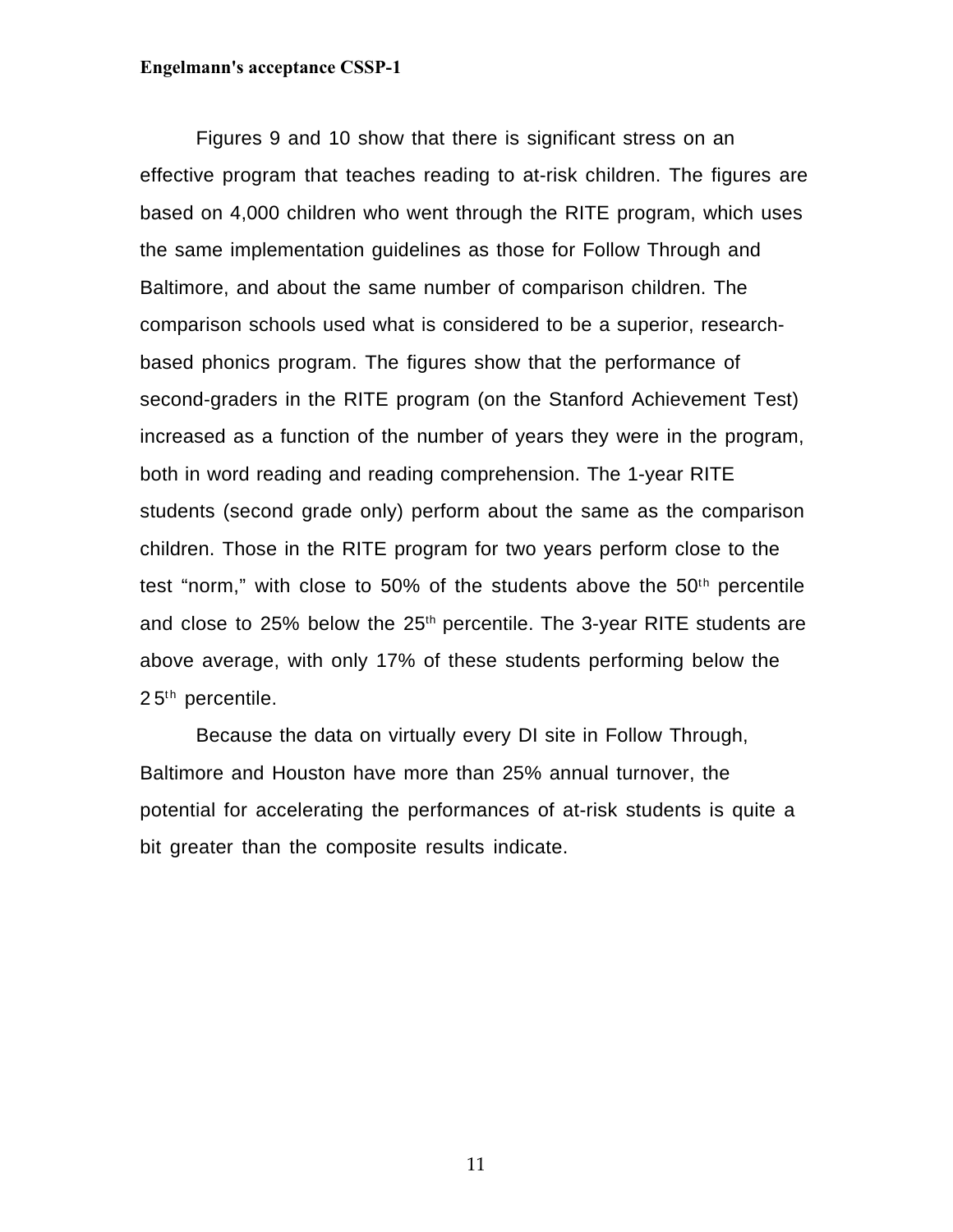Figures 9 and 10 show that there is significant stress on an effective program that teaches reading to at-risk children. The figures are based on 4,000 children who went through the RITE program, which uses the same implementation guidelines as those for Follow Through and Baltimore, and about the same number of comparison children. The comparison schools used what is considered to be a superior, research-based phonics program. The figures show that the performance of second-graders in the RITE program (on the Stanford Achievement Test) increased as a function of the number of years they were in the program, both in word reading and reading comprehension. The 1-year RITE students (second grade only) perform about the same as the comparison children. Those in the RITE program for two years perform close to the test "norm," with close to 50% of the students above the 50th percentile and close to 25% below the 25th percentile. The 3-year RITE students are above average, with only 17% of these students performing below the 25th percentile.

Because the data on virtually every DI site in Follow Through, Baltimore and Houston have more than 25% annual turnover, the potential for accelerating the performances of at-risk students is quite a bit greater than the composite results indicate.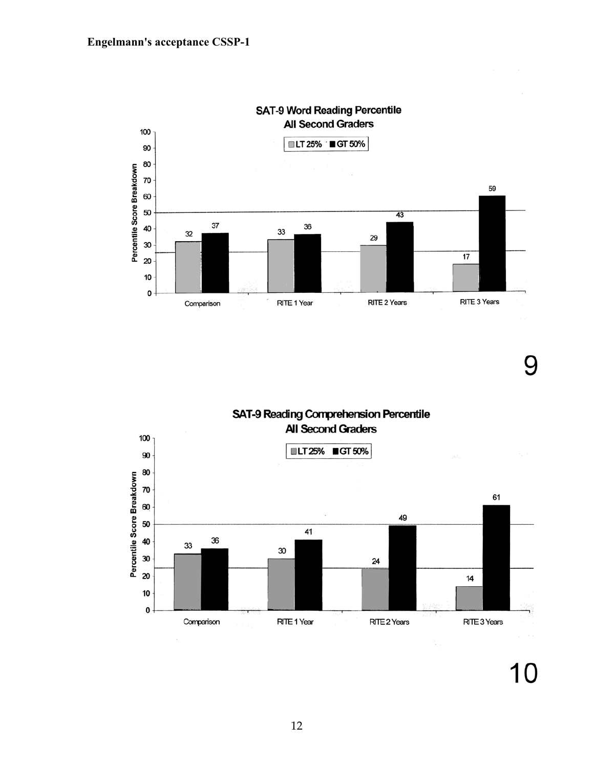**Engelmann's acceptance CSSP-1**

**SAT-9 Word Reading Percentile**
**All Second Graders**

| | LT 25% | GT 50% |
|---|---|---|
| Comparison | 32 | 37 |
| RITE 1 Year | 33 | 36 |
| RITE 2 Years | 29 | 43 |
| RITE 3 Years | 17 | 59 |

Percentile Score Breakdown

9

**SAT-9 Reading Comprehension Percentile**
**All Second Graders**

| | LT 25% | GT 50% |
|---|---|---|
| Comparison | 33 | 36 |
| RITE 1 Year | 30 | 41 |
| RITE 2 Years | 24 | 49 |
| RITE 3 Years | 14 | 61 |

Percentile Score Breakdown

10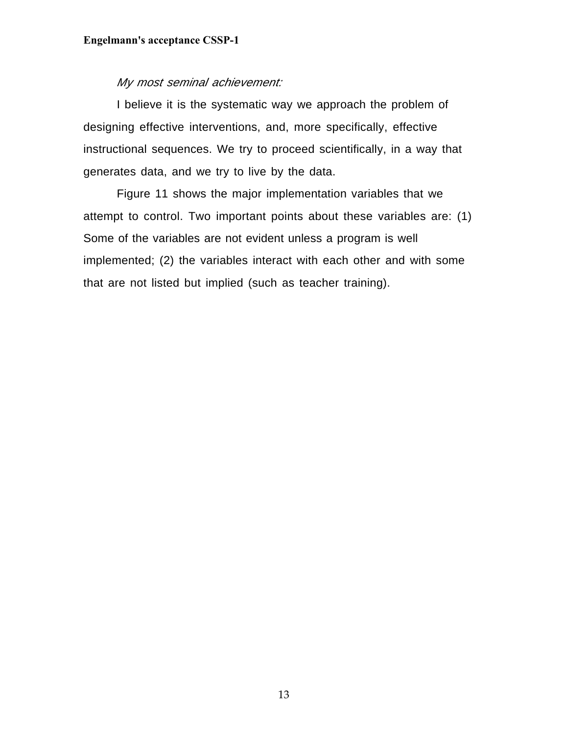*My most seminal achievement:*

I believe it is the systematic way we approach the problem of designing effective interventions, and, more specifically, effective instructional sequences. We try to proceed scientifically, in a way that generates data, and we try to live by the data.

Figure 11 shows the major implementation variables that we attempt to control. Two important points about these variables are: (1) Some of the variables are not evident unless a program is well implemented; (2) the variables interact with each other and with some that are not listed but implied (such as teacher training).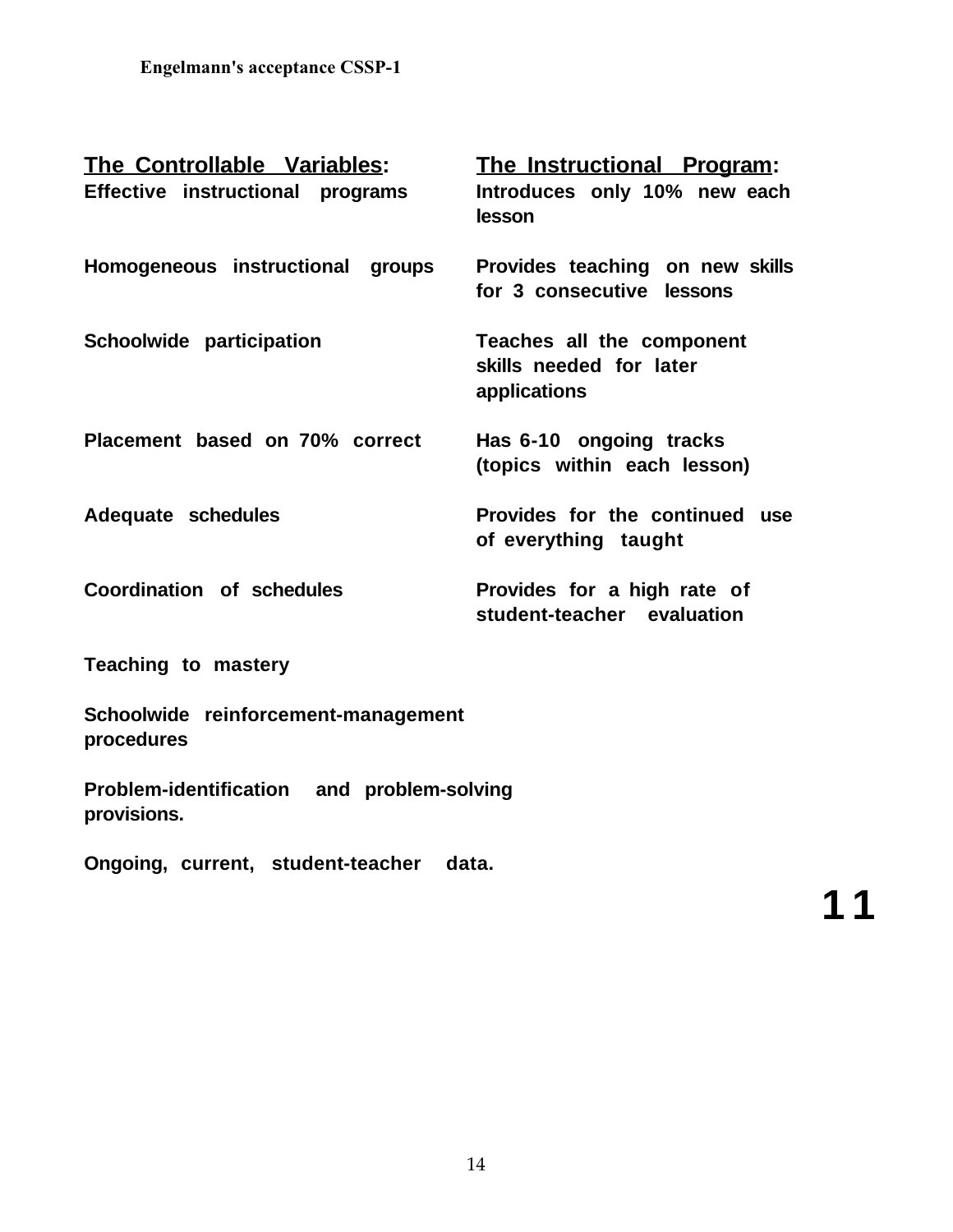| **The Controllable Variables:** | **The Instructional Program:** |
| --- | --- |
| Effective instructional programs | Introduces only 10% new each lesson |
| Homogeneous instructional groups | Provides teaching on new skills for 3 consecutive lessons |
| Schoolwide participation | Teaches all the component skills needed for later applications |
| Placement based on 70% correct | Has 6-10 ongoing tracks (topics within each lesson) |
| Adequate schedules | Provides for the continued use of everything taught |
| Coordination of schedules | Provides for a high rate of student-teacher evaluation |
| Teaching to mastery | |
| Schoolwide reinforcement-management procedures | |
| Problem-identification and problem-solving provisions. | |
| Ongoing, current, student-teacher data. | |

**11**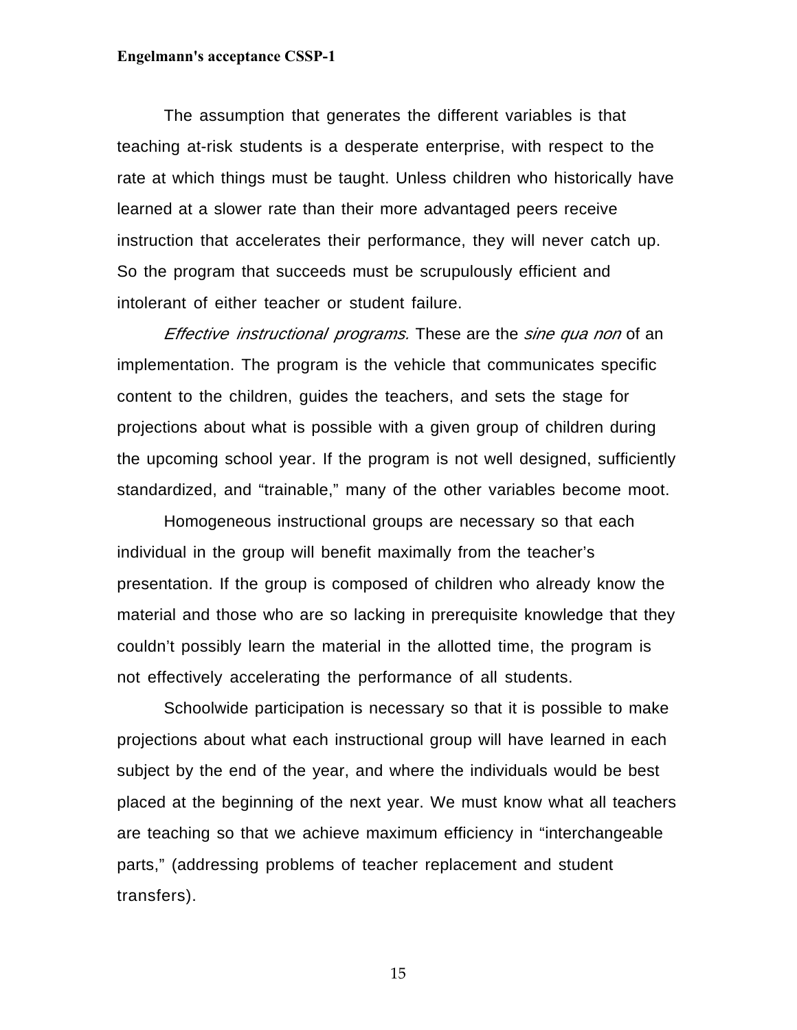The assumption that generates the different variables is that teaching at-risk students is a desperate enterprise, with respect to the rate at which things must be taught. Unless children who historically have learned at a slower rate than their more advantaged peers receive instruction that accelerates their performance, they will never catch up. So the program that succeeds must be scrupulously efficient and intolerant of either teacher or student failure.

*Effective instructional programs.* These are the *sine qua non* of an implementation. The program is the vehicle that communicates specific content to the children, guides the teachers, and sets the stage for projections about what is possible with a given group of children during the upcoming school year. If the program is not well designed, sufficiently standardized, and "trainable," many of the other variables become moot.

Homogeneous instructional groups are necessary so that each individual in the group will benefit maximally from the teacher's presentation. If the group is composed of children who already know the material and those who are so lacking in prerequisite knowledge that they couldn't possibly learn the material in the allotted time, the program is not effectively accelerating the performance of all students.

Schoolwide participation is necessary so that it is possible to make projections about what each instructional group will have learned in each subject by the end of the year, and where the individuals would be best placed at the beginning of the next year. We must know what all teachers are teaching so that we achieve maximum efficiency in "interchangeable parts," (addressing problems of teacher replacement and student transfers).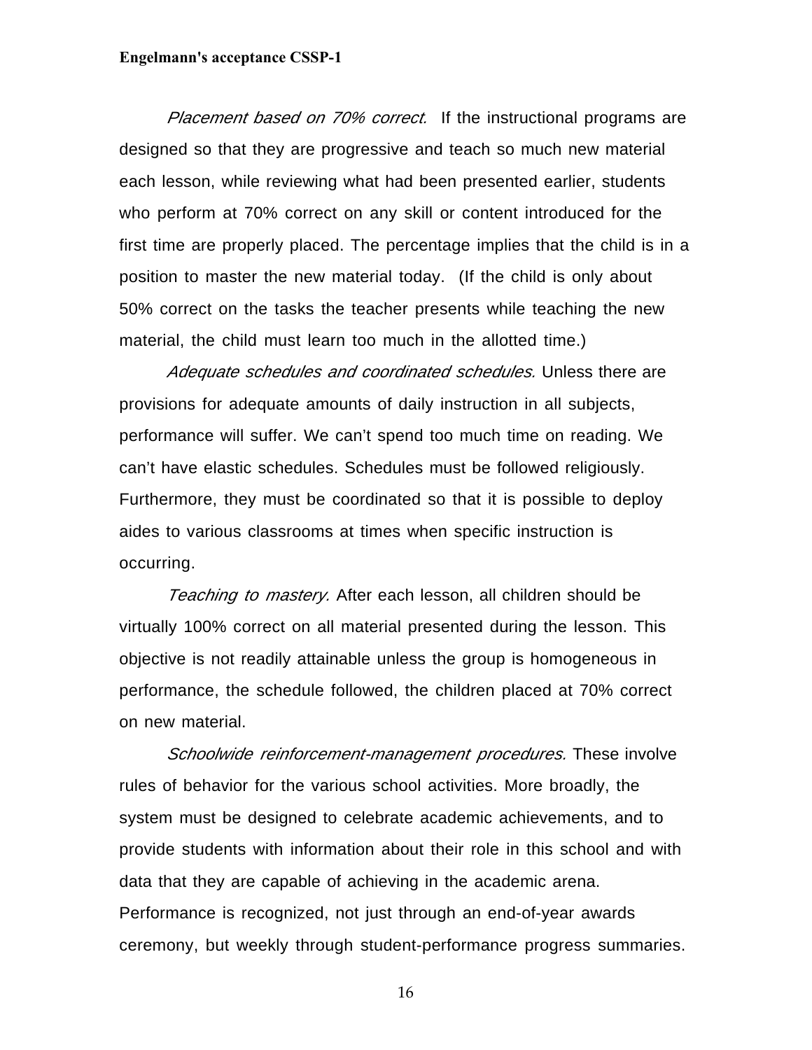*Placement based on 70% correct.* If the instructional programs are designed so that they are progressive and teach so much new material each lesson, while reviewing what had been presented earlier, students who perform at 70% correct on any skill or content introduced for the first time are properly placed. The percentage implies that the child is in a position to master the new material today. (If the child is only about 50% correct on the tasks the teacher presents while teaching the new material, the child must learn too much in the allotted time.)

*Adequate schedules and coordinated schedules.* Unless there are provisions for adequate amounts of daily instruction in all subjects, performance will suffer. We can't spend too much time on reading. We can't have elastic schedules. Schedules must be followed religiously. Furthermore, they must be coordinated so that it is possible to deploy aides to various classrooms at times when specific instruction is occurring.

*Teaching to mastery.* After each lesson, all children should be virtually 100% correct on all material presented during the lesson. This objective is not readily attainable unless the group is homogeneous in performance, the schedule followed, the children placed at 70% correct on new material.

*Schoolwide reinforcement-management procedures.* These involve rules of behavior for the various school activities. More broadly, the system must be designed to celebrate academic achievements, and to provide students with information about their role in this school and with data that they are capable of achieving in the academic arena. Performance is recognized, not just through an end-of-year awards ceremony, but weekly through student-performance progress summaries.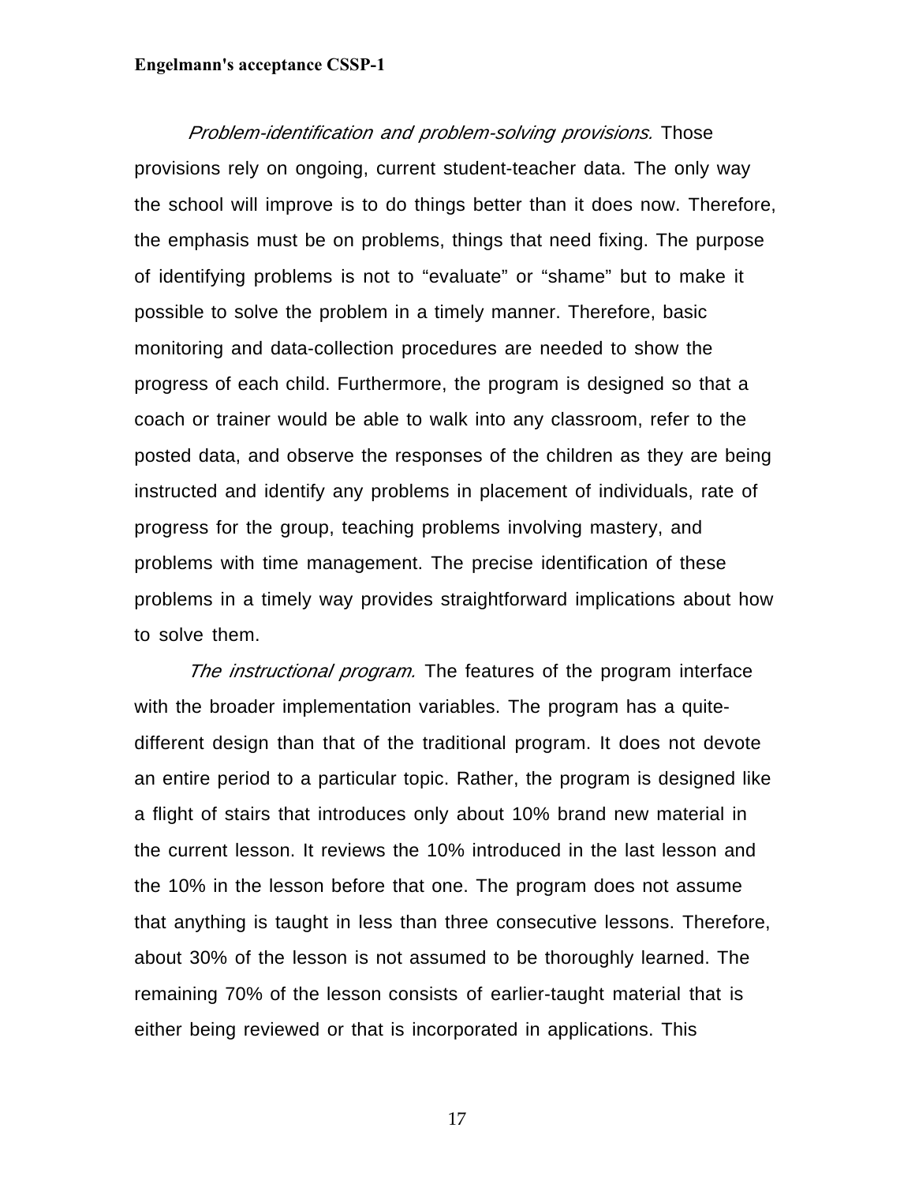*Problem-identification and problem-solving provisions.* Those provisions rely on ongoing, current student-teacher data. The only way the school will improve is to do things better than it does now. Therefore, the emphasis must be on problems, things that need fixing. The purpose of identifying problems is not to “evaluate” or “shame” but to make it possible to solve the problem in a timely manner. Therefore, basic monitoring and data-collection procedures are needed to show the progress of each child. Furthermore, the program is designed so that a coach or trainer would be able to walk into any classroom, refer to the posted data, and observe the responses of the children as they are being instructed and identify any problems in placement of individuals, rate of progress for the group, teaching problems involving mastery, and problems with time management. The precise identification of these problems in a timely way provides straightforward implications about how to solve them.

*The instructional program.* The features of the program interface with the broader implementation variables. The program has a quite-different design than that of the traditional program. It does not devote an entire period to a particular topic. Rather, the program is designed like a flight of stairs that introduces only about 10% brand new material in the current lesson. It reviews the 10% introduced in the last lesson and the 10% in the lesson before that one. The program does not assume that anything is taught in less than three consecutive lessons. Therefore, about 30% of the lesson is not assumed to be thoroughly learned. The remaining 70% of the lesson consists of earlier-taught material that is either being reviewed or that is incorporated in applications. This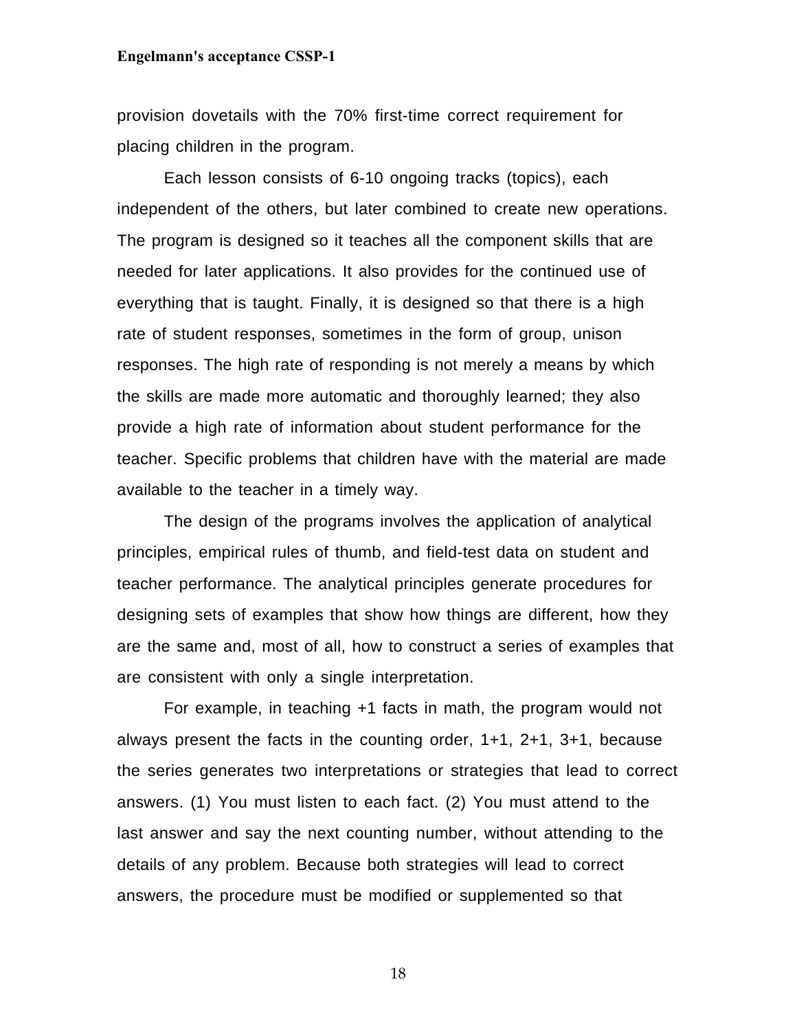provision dovetails with the 70% first-time correct requirement for placing children in the program.

Each lesson consists of 6-10 ongoing tracks (topics), each independent of the others, but later combined to create new operations. The program is designed so it teaches all the component skills that are needed for later applications. It also provides for the continued use of everything that is taught. Finally, it is designed so that there is a high rate of student responses, sometimes in the form of group, unison responses. The high rate of responding is not merely a means by which the skills are made more automatic and thoroughly learned; they also provide a high rate of information about student performance for the teacher. Specific problems that children have with the material are made available to the teacher in a timely way.

The design of the programs involves the application of analytical principles, empirical rules of thumb, and field-test data on student and teacher performance. The analytical principles generate procedures for designing sets of examples that show how things are different, how they are the same and, most of all, how to construct a series of examples that are consistent with only a single interpretation.

For example, in teaching +1 facts in math, the program would not always present the facts in the counting order, 1+1, 2+1, 3+1, because the series generates two interpretations or strategies that lead to correct answers. (1) You must listen to each fact. (2) You must attend to the last answer and say the next counting number, without attending to the details of any problem. Because both strategies will lead to correct answers, the procedure must be modified or supplemented so that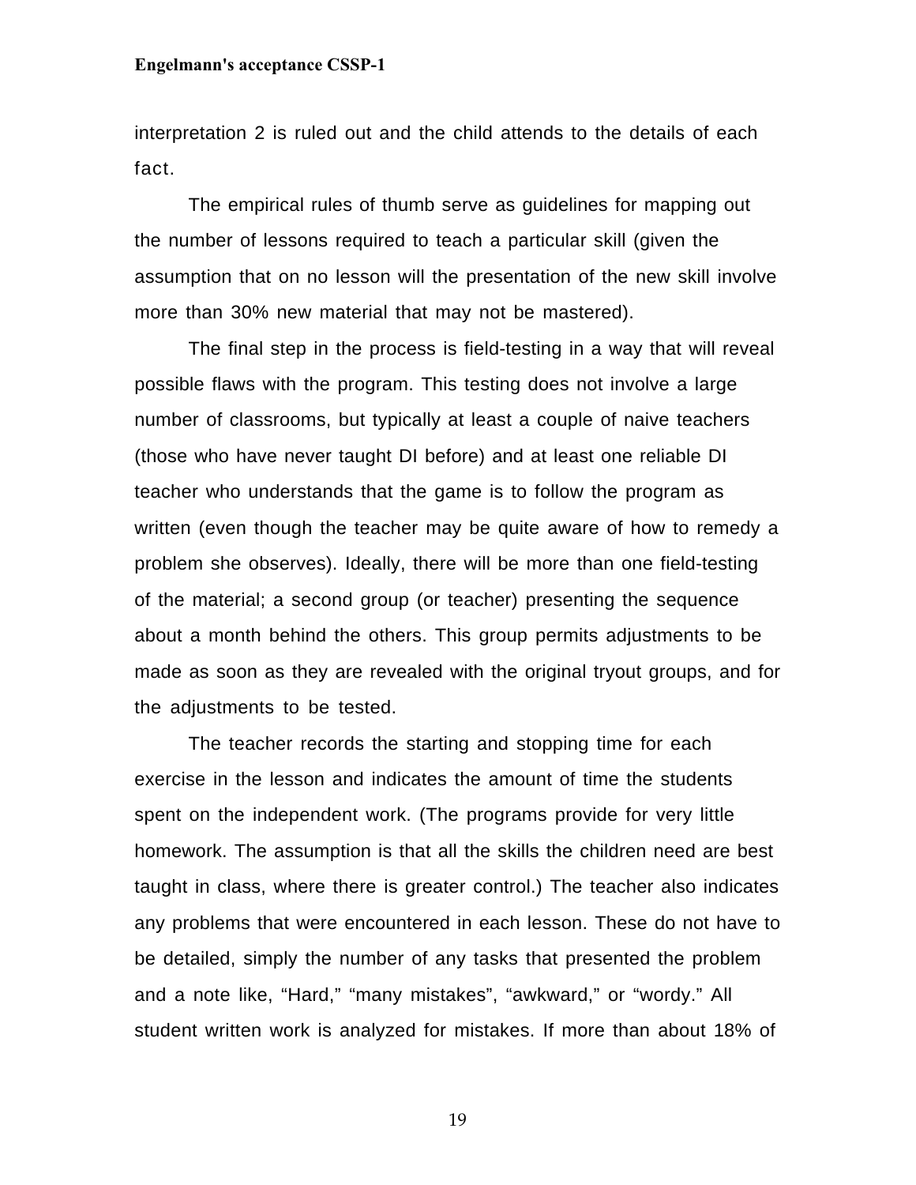interpretation 2 is ruled out and the child attends to the details of each fact.

The empirical rules of thumb serve as guidelines for mapping out the number of lessons required to teach a particular skill (given the assumption that on no lesson will the presentation of the new skill involve more than 30% new material that may not be mastered).

The final step in the process is field-testing in a way that will reveal possible flaws with the program. This testing does not involve a large number of classrooms, but typically at least a couple of naive teachers (those who have never taught DI before) and at least one reliable DI teacher who understands that the game is to follow the program as written (even though the teacher may be quite aware of how to remedy a problem she observes). Ideally, there will be more than one field-testing of the material; a second group (or teacher) presenting the sequence about a month behind the others. This group permits adjustments to be made as soon as they are revealed with the original tryout groups, and for the adjustments to be tested.

The teacher records the starting and stopping time for each exercise in the lesson and indicates the amount of time the students spent on the independent work. (The programs provide for very little homework. The assumption is that all the skills the children need are best taught in class, where there is greater control.) The teacher also indicates any problems that were encountered in each lesson. These do not have to be detailed, simply the number of any tasks that presented the problem and a note like, "Hard," "many mistakes", "awkward," or "wordy." All student written work is analyzed for mistakes. If more than about 18% of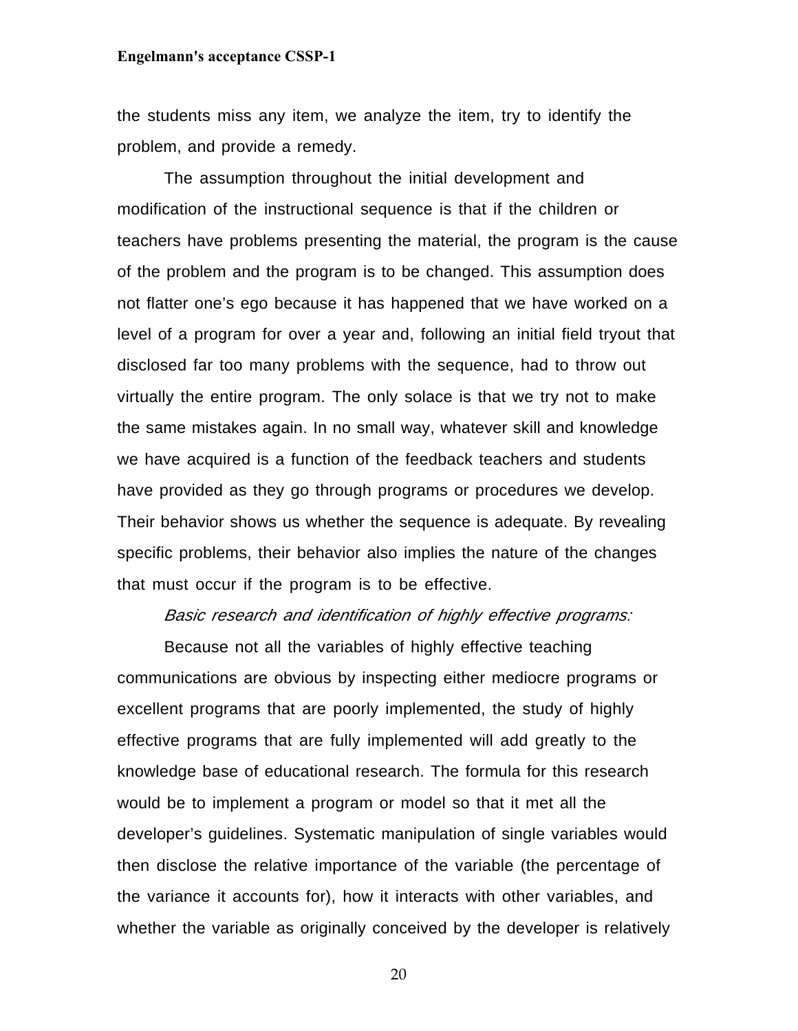the students miss any item, we analyze the item, try to identify the problem, and provide a remedy.

The assumption throughout the initial development and modification of the instructional sequence is that if the children or teachers have problems presenting the material, the program is the cause of the problem and the program is to be changed. This assumption does not flatter one's ego because it has happened that we have worked on a level of a program for over a year and, following an initial field tryout that disclosed far too many problems with the sequence, had to throw out virtually the entire program. The only solace is that we try not to make the same mistakes again. In no small way, whatever skill and knowledge we have acquired is a function of the feedback teachers and students have provided as they go through programs or procedures we develop. Their behavior shows us whether the sequence is adequate. By revealing specific problems, their behavior also implies the nature of the changes that must occur if the program is to be effective.

*Basic research and identification of highly effective programs:*

Because not all the variables of highly effective teaching communications are obvious by inspecting either mediocre programs or excellent programs that are poorly implemented, the study of highly effective programs that are fully implemented will add greatly to the knowledge base of educational research. The formula for this research would be to implement a program or model so that it met all the developer's guidelines. Systematic manipulation of single variables would then disclose the relative importance of the variable (the percentage of the variance it accounts for), how it interacts with other variables, and whether the variable as originally conceived by the developer is relatively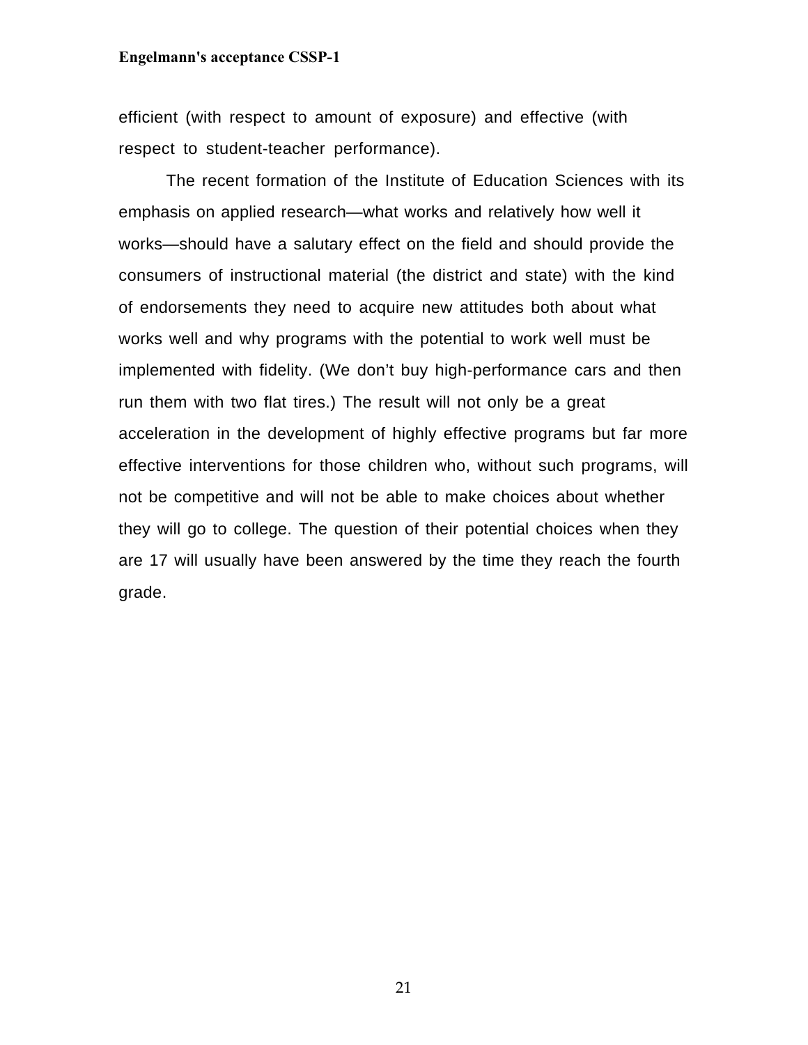efficient (with respect to amount of exposure) and effective (with respect to student-teacher performance).

The recent formation of the Institute of Education Sciences with its emphasis on applied research—what works and relatively how well it works—should have a salutary effect on the field and should provide the consumers of instructional material (the district and state) with the kind of endorsements they need to acquire new attitudes both about what works well and why programs with the potential to work well must be implemented with fidelity. (We don't buy high-performance cars and then run them with two flat tires.) The result will not only be a great acceleration in the development of highly effective programs but far more effective interventions for those children who, without such programs, will not be competitive and will not be able to make choices about whether they will go to college. The question of their potential choices when they are 17 will usually have been answered by the time they reach the fourth grade.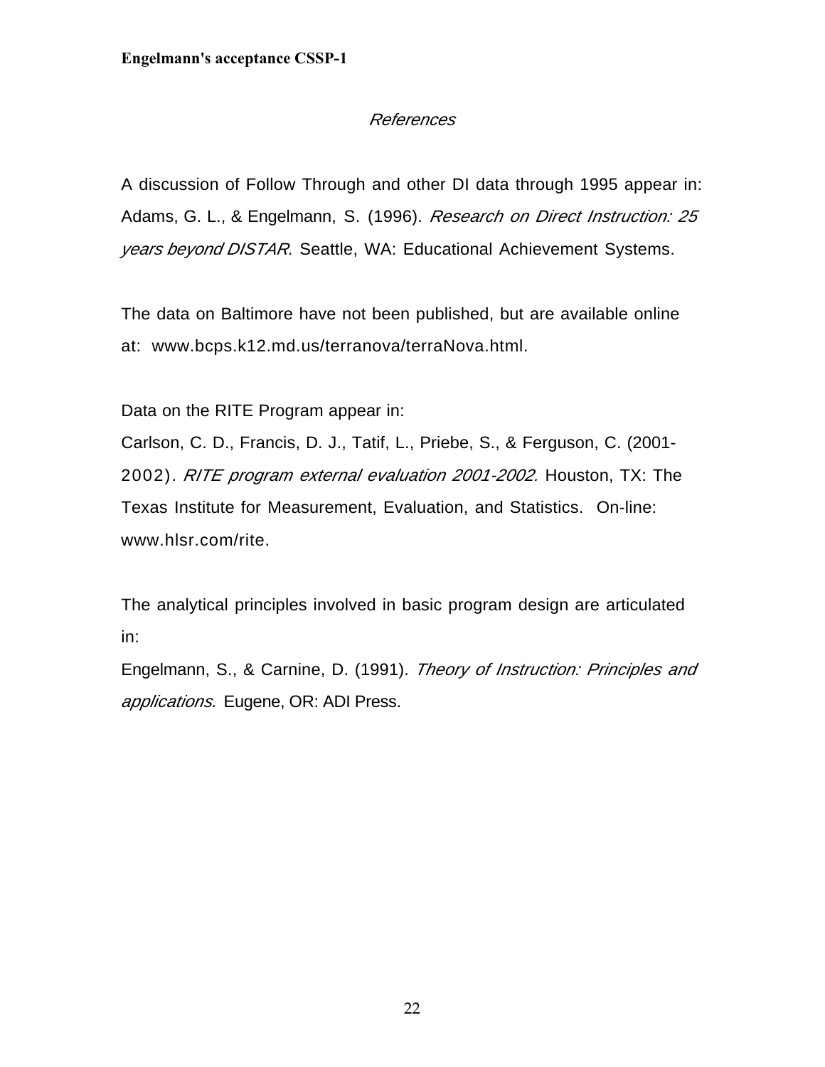## *References*

A discussion of Follow Through and other DI data through 1995 appear in: Adams, G. L., & Engelmann, S. (1996). *Research on Direct Instruction: 25 years beyond DISTAR.* Seattle, WA: Educational Achievement Systems.

The data on Baltimore have not been published, but are available online at: www.bcps.k12.md.us/terranova/terraNova.html.

Data on the RITE Program appear in:
Carlson, C. D., Francis, D. J., Tatif, L., Priebe, S., & Ferguson, C. (2001-2002). *RITE program external evaluation 2001-2002.* Houston, TX: The Texas Institute for Measurement, Evaluation, and Statistics. On-line: www.hlsr.com/rite.

The analytical principles involved in basic program design are articulated in:
Engelmann, S., & Carnine, D. (1991). *Theory of Instruction: Principles and applications.* Eugene, OR: ADI Press.